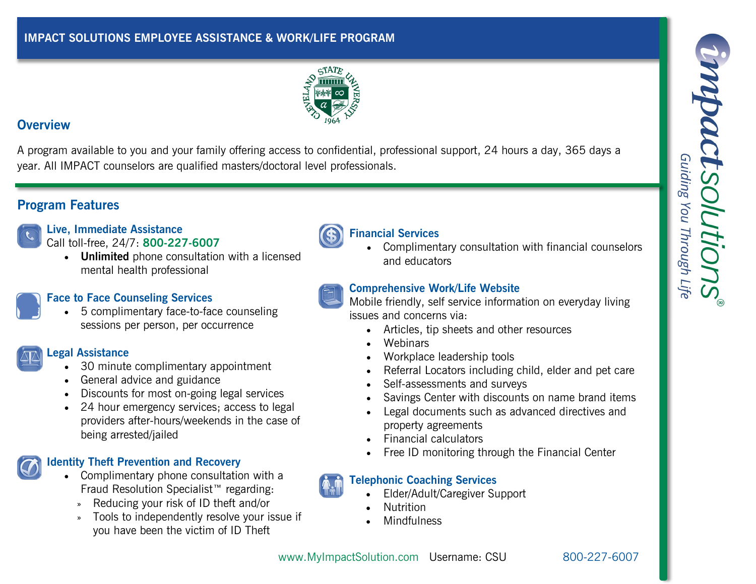# IMPACT SOLUTIONS EMPLOYEE ASSISTANCE & WORK/LIFE PROGRAM

## Overview

A program available to you and your family offering access to confidential, professional support, 24 hours a day, 365 days a year. All IMPACT counselors are qualified masters/doctoral level professionals.

## Program Features

### Live, Immediate Assistance

Call toll-free, 24/7: **800-227-6007**

- **Unlimited** phone consultation with a licensed mental health professional

### Face to Face Counseling Services

- 5 complimentary face-to-face counseling sessions per person, per occurrence

### Legal Assistance

- 30 minute complimentary appointment
- General advice and guidance
- Discounts for most on-going legal services
- 24 hour emergency services; access to legal providers after-hours/weekends in the case of being arrested/jailed

### Identity Theft Prevention and Recovery

- Complimentary phone consultation with a Fraud Resolution Specialist™ regarding:
  - Reducing your risk of ID theft and/or
  - Tools to independently resolve your issue if you have been the victim of ID Theft

### Financial Services

- Complimentary consultation with financial counselors and educators

### Comprehensive Work/Life Website

Mobile friendly, self service information on everyday living issues and concerns via:

- Articles, tip sheets and other resources
- Webinars
- Workplace leadership tools
- Referral Locators including child, elder and pet care
- Self-assessments and surveys
- Savings Center with discounts on name brand items
- Legal documents such as advanced directives and property agreements
- Financial calculators
- Free ID monitoring through the Financial Center

### Telephonic Coaching Services

- Elder/Adult/Caregiver Support
- Nutrition
- Mindfulness

www.MyImpactSolution.com Username: CSU 800-227-6007

impactsolutions®
Guiding You Through Life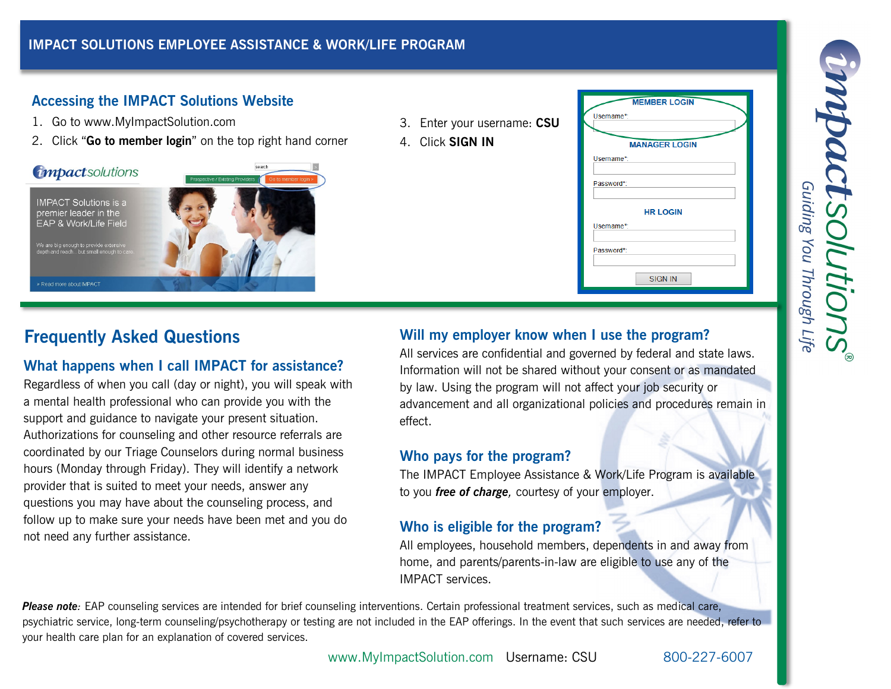# IMPACT SOLUTIONS EMPLOYEE ASSISTANCE & WORK/LIFE PROGRAM

## Accessing the IMPACT Solutions Website

1. Go to www.MyImpactSolution.com
2. Click "**Go to member login**" on the top right hand corner
3. Enter your username: **CSU**
4. Click **SIGN IN**

## Frequently Asked Questions

### What happens when I call IMPACT for assistance?

Regardless of when you call (day or night), you will speak with a mental health professional who can provide you with the support and guidance to navigate your present situation. Authorizations for counseling and other resource referrals are coordinated by our Triage Counselors during normal business hours (Monday through Friday). They will identify a network provider that is suited to meet your needs, answer any questions you may have about the counseling process, and follow up to make sure your needs have been met and you do not need any further assistance.

### Will my employer know when I use the program?

All services are confidential and governed by federal and state laws. Information will not be shared without your consent or as mandated by law. Using the program will not affect your job security or advancement and all organizational policies and procedures remain in effect.

### Who pays for the program?

The IMPACT Employee Assistance & Work/Life Program is available to you ***free of charge,*** courtesy of your employer.

### Who is eligible for the program?

All employees, household members, dependents in and away from home, and parents/parents-in-law are eligible to use any of the IMPACT services.

***Please note:*** EAP counseling services are intended for brief counseling interventions. Certain professional treatment services, such as medical care, psychiatric service, long-term counseling/psychotherapy or testing are not included in the EAP offerings. In the event that such services are needed, refer to your health care plan for an explanation of covered services.

www.MyImpactSolution.com Username: CSU 800-227-6007

impactsolutions® Guiding You Through Life